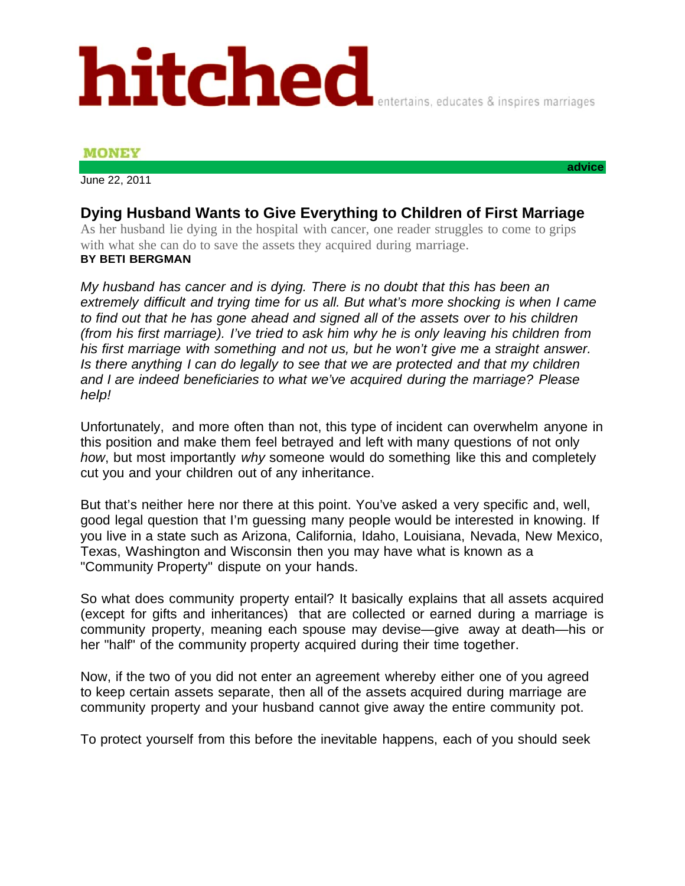# hitched

entertains, educates & inspires marriages

**MONEY**

**advice**

June 22, 2011

## Dying Husband Wants to Give Everything to Children of First Marriage

As her husband lie dying in the hospital with cancer, one reader struggles to come to grips with what she can do to save the assets they acquired during marriage.

**BY BETI BERGMAN**

*My husband has cancer and is dying. There is no doubt that this has been an extremely difficult and trying time for us all. But what's more shocking is when I came to find out that he has gone ahead and signed all of the assets over to his children (from his first marriage). I've tried to ask him why he is only leaving his children from his first marriage with something and not us, but he won't give me a straight answer. Is there anything I can do legally to see that we are protected and that my children and I are indeed beneficiaries to what we've acquired during the marriage? Please help!*

Unfortunately, and more often than not, this type of incident can overwhelm anyone in this position and make them feel betrayed and left with many questions of not only *how*, but most importantly *why* someone would do something like this and completely cut you and your children out of any inheritance.

But that's neither here nor there at this point. You've asked a very specific and, well, good legal question that I'm guessing many people would be interested in knowing. If you live in a state such as Arizona, California, Idaho, Louisiana, Nevada, New Mexico, Texas, Washington and Wisconsin then you may have what is known as a "Community Property" dispute on your hands.

So what does community property entail? It basically explains that all assets acquired (except for gifts and inheritances) that are collected or earned during a marriage is community property, meaning each spouse may devise—give away at death—his or her "half" of the community property acquired during their time together.

Now, if the two of you did not enter an agreement whereby either one of you agreed to keep certain assets separate, then all of the assets acquired during marriage are community property and your husband cannot give away the entire community pot.

To protect yourself from this before the inevitable happens, each of you should seek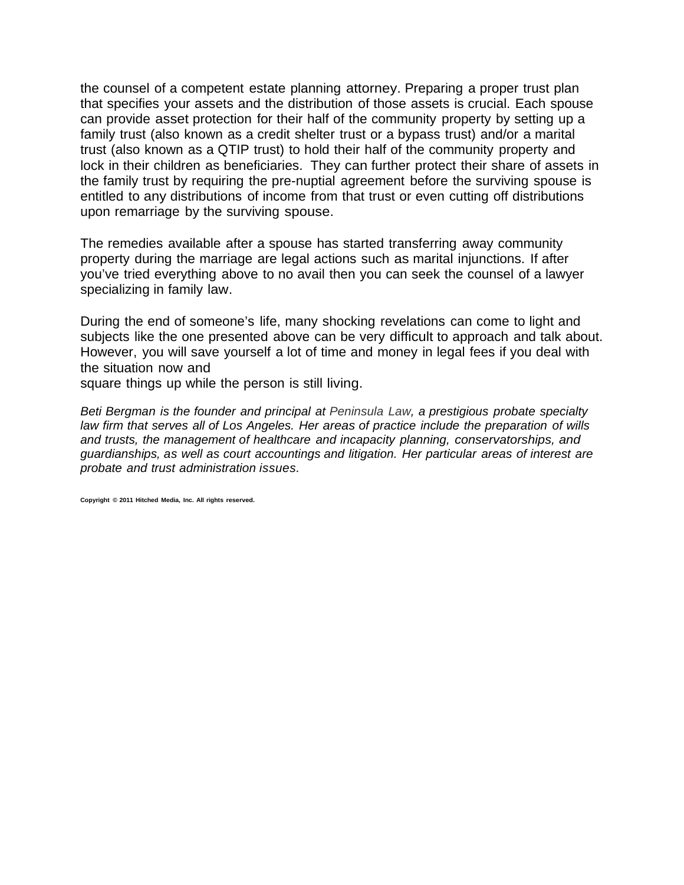the counsel of a competent estate planning attorney. Preparing a proper trust plan that specifies your assets and the distribution of those assets is crucial. Each spouse can provide asset protection for their half of the community property by setting up a family trust (also known as a credit shelter trust or a bypass trust) and/or a marital trust (also known as a QTIP trust) to hold their half of the community property and lock in their children as beneficiaries. They can further protect their share of assets in the family trust by requiring the pre-nuptial agreement before the surviving spouse is entitled to any distributions of income from that trust or even cutting off distributions upon remarriage by the surviving spouse.

The remedies available after a spouse has started transferring away community property during the marriage are legal actions such as marital injunctions. If after you've tried everything above to no avail then you can seek the counsel of a lawyer specializing in family law.

During the end of someone's life, many shocking revelations can come to light and subjects like the one presented above can be very difficult to approach and talk about. However, you will save yourself a lot of time and money in legal fees if you deal with the situation now and square things up while the person is still living.

*Beti Bergman is the founder and principal at Peninsula Law, a prestigious probate specialty law firm that serves all of Los Angeles. Her areas of practice include the preparation of wills and trusts, the management of healthcare and incapacity planning, conservatorships, and guardianships, as well as court accountings and litigation. Her particular areas of interest are probate and trust administration issues.*

**Copyright © 2011 Hitched Media, Inc. All rights reserved.**